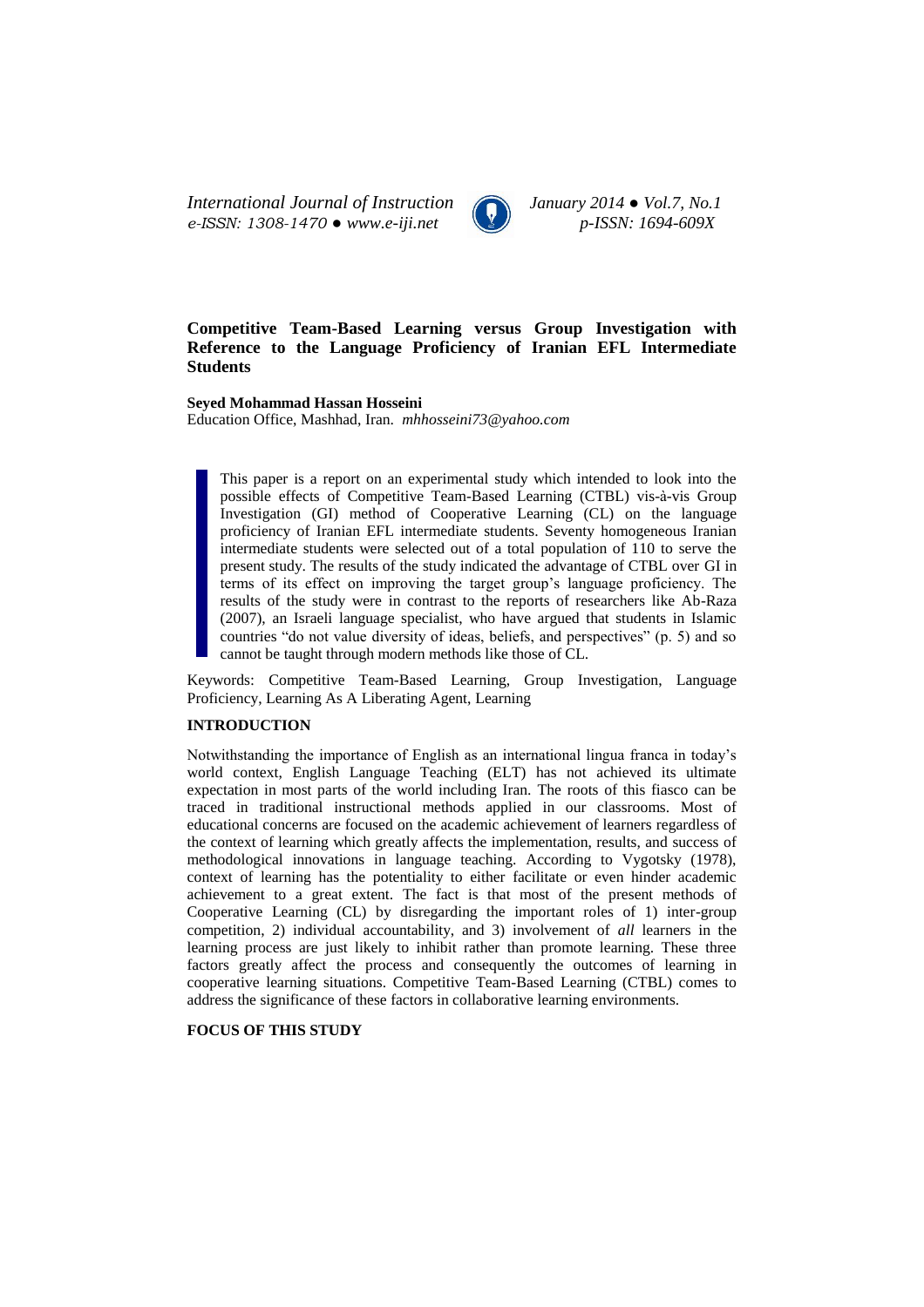*International Journal of Instruction* *January 2014 ● Vol.7, No.1*
*e-ISSN: 1308-1470 ● www.e-iji.net* *p-ISSN: 1694-609X*

# Competitive Team-Based Learning versus Group Investigation with Reference to the Language Proficiency of Iranian EFL Intermediate Students

**Seyed Mohammad Hassan Hosseini**
Education Office, Mashhad, Iran. *mhhosseini73@yahoo.com*

> This paper is a report on an experimental study which intended to look into the possible effects of Competitive Team-Based Learning (CTBL) vis-à-vis Group Investigation (GI) method of Cooperative Learning (CL) on the language proficiency of Iranian EFL intermediate students. Seventy homogeneous Iranian intermediate students were selected out of a total population of 110 to serve the present study. The results of the study indicated the advantage of CTBL over GI in terms of its effect on improving the target group's language proficiency. The results of the study were in contrast to the reports of researchers like Ab-Raza (2007), an Israeli language specialist, who have argued that students in Islamic countries "do not value diversity of ideas, beliefs, and perspectives" (p. 5) and so cannot be taught through modern methods like those of CL.

Keywords: Competitive Team-Based Learning, Group Investigation, Language Proficiency, Learning As A Liberating Agent, Learning

## INTRODUCTION

Notwithstanding the importance of English as an international lingua franca in today's world context, English Language Teaching (ELT) has not achieved its ultimate expectation in most parts of the world including Iran. The roots of this fiasco can be traced in traditional instructional methods applied in our classrooms. Most of educational concerns are focused on the academic achievement of learners regardless of the context of learning which greatly affects the implementation, results, and success of methodological innovations in language teaching. According to Vygotsky (1978), context of learning has the potentiality to either facilitate or even hinder academic achievement to a great extent. The fact is that most of the present methods of Cooperative Learning (CL) by disregarding the important roles of 1) inter-group competition, 2) individual accountability, and 3) involvement of *all* learners in the learning process are just likely to inhibit rather than promote learning. These three factors greatly affect the process and consequently the outcomes of learning in cooperative learning situations. Competitive Team-Based Learning (CTBL) comes to address the significance of these factors in collaborative learning environments.

## FOCUS OF THIS STUDY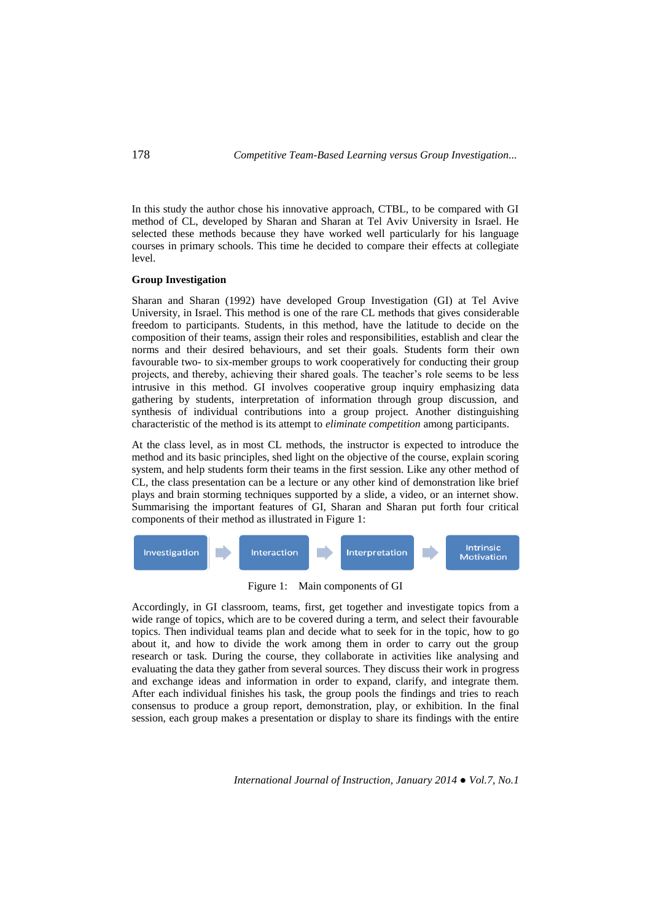In this study the author chose his innovative approach, CTBL, to be compared with GI method of CL, developed by Sharan and Sharan at Tel Aviv University in Israel. He selected these methods because they have worked well particularly for his language courses in primary schools. This time he decided to compare their effects at collegiate level.

**Group Investigation**

Sharan and Sharan (1992) have developed Group Investigation (GI) at Tel Avive University, in Israel. This method is one of the rare CL methods that gives considerable freedom to participants. Students, in this method, have the latitude to decide on the composition of their teams, assign their roles and responsibilities, establish and clear the norms and their desired behaviours, and set their goals. Students form their own favourable two- to six-member groups to work cooperatively for conducting their group projects, and thereby, achieving their shared goals. The teacher's role seems to be less intrusive in this method. GI involves cooperative group inquiry emphasizing data gathering by students, interpretation of information through group discussion, and synthesis of individual contributions into a group project. Another distinguishing characteristic of the method is its attempt to *eliminate competition* among participants.

At the class level, as in most CL methods, the instructor is expected to introduce the method and its basic principles, shed light on the objective of the course, explain scoring system, and help students form their teams in the first session. Like any other method of CL, the class presentation can be a lecture or any other kind of demonstration like brief plays and brain storming techniques supported by a slide, a video, or an internet show. Summarising the important features of GI, Sharan and Sharan put forth four critical components of their method as illustrated in Figure 1:

Investigation → Interaction → Interpretation → Intrinsic Motivation

Figure 1: Main components of GI

Accordingly, in GI classroom, teams, first, get together and investigate topics from a wide range of topics, which are to be covered during a term, and select their favourable topics. Then individual teams plan and decide what to seek for in the topic, how to go about it, and how to divide the work among them in order to carry out the group research or task. During the course, they collaborate in activities like analysing and evaluating the data they gather from several sources. They discuss their work in progress and exchange ideas and information in order to expand, clarify, and integrate them. After each individual finishes his task, the group pools the findings and tries to reach consensus to produce a group report, demonstration, play, or exhibition. In the final session, each group makes a presentation or display to share its findings with the entire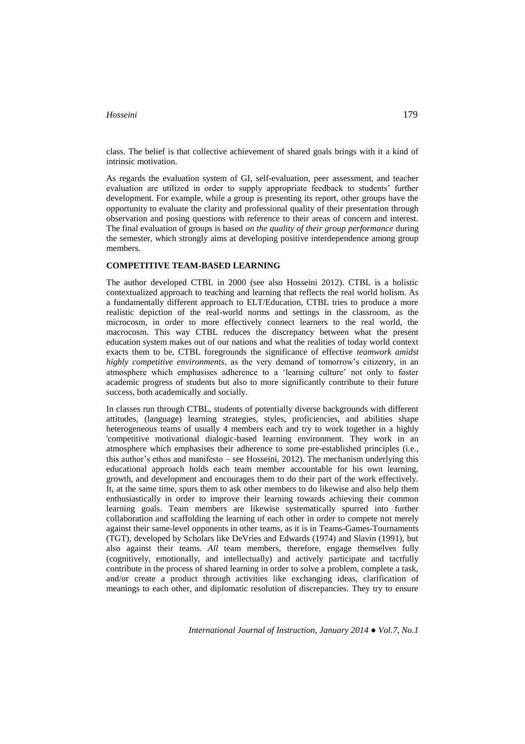class. The belief is that collective achievement of shared goals brings with it a kind of intrinsic motivation.

As regards the evaluation system of GI, self-evaluation, peer assessment, and teacher evaluation are utilized in order to supply appropriate feedback to students' further development. For example, while a group is presenting its report, other groups have the opportunity to evaluate the clarity and professional quality of their presentation through observation and posing questions with reference to their areas of concern and interest. The final evaluation of groups is based *on the quality of their group performance* during the semester, which strongly aims at developing positive interdependence among group members.

## COMPETITIVE TEAM-BASED LEARNING

The author developed CTBL in 2000 (see also Hosseini 2012). CTBL is a holistic contextualized approach to teaching and learning that reflects the real world holism. As a fundamentally different approach to ELT/Education, CTBL tries to produce a more realistic depiction of the real-world norms and settings in the classroom, as the microcosm, in order to more effectively connect learners to the real world, the macrocosm. This way CTBL reduces the discrepancy between what the present education system makes out of our nations and what the realities of today world context exacts them to be. CTBL foregrounds the significance of effective *teamwork amidst highly competitive environments*, as the very demand of tomorrow's citizenry, in an atmosphere which emphasises adherence to a 'learning culture' not only to foster academic progress of students but also to more significantly contribute to their future success, both academically and socially.

In classes run through CTBL, students of potentially diverse backgrounds with different attitudes, (language) learning strategies, styles, proficiencies, and abilities shape heterogeneous teams of usually 4 members each and try to work together in a highly 'competitive motivational dialogic-based learning environment. They work in an atmosphere which emphasises their adherence to some pre-established principles (i.e., this author's ethos and manifesto – see Hosseini, 2012). The mechanism underlying this educational approach holds each team member accountable for his own learning, growth, and development and encourages them to do their part of the work effectively. It, at the same time, spurs them to ask other members to do likewise and also help them enthusiastically in order to improve their learning towards achieving their common learning goals. Team members are likewise systematically spurred into further collaboration and scaffolding the learning of each other in order to compete not merely against their same-level opponents in other teams, as it is in Teams-Games-Tournaments (TGT), developed by Scholars like DeVries and Edwards (1974) and Slavin (1991), but also against their teams. *All* team members, therefore, engage themselves fully (cognitively, emotionally, and intellectually) and actively participate and tactfully contribute in the process of shared learning in order to solve a problem, complete a task, and/or create a product through activities like exchanging ideas, clarification of meanings to each other, and diplomatic resolution of discrepancies. They try to ensure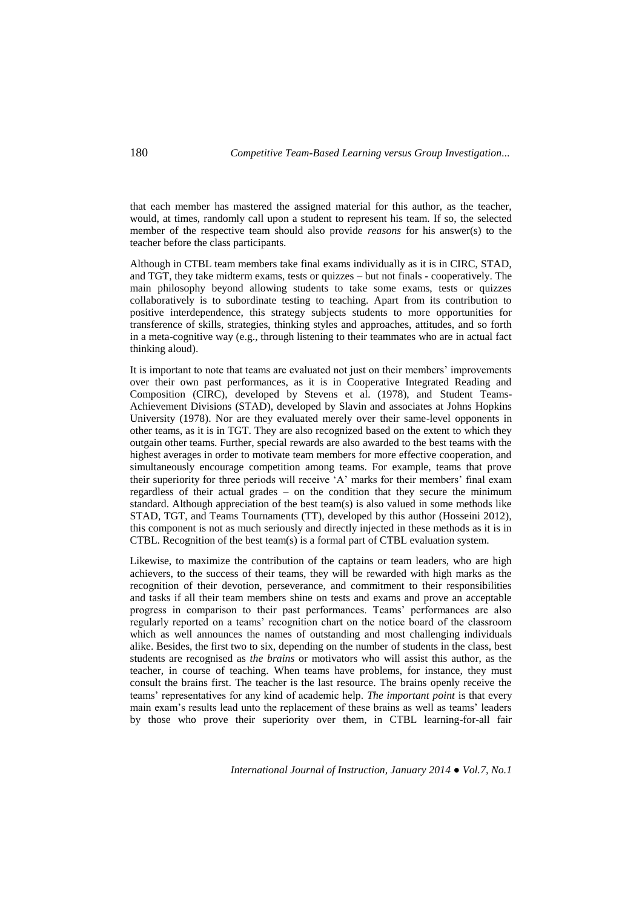that each member has mastered the assigned material for this author, as the teacher, would, at times, randomly call upon a student to represent his team. If so, the selected member of the respective team should also provide *reasons* for his answer(s) to the teacher before the class participants.

Although in CTBL team members take final exams individually as it is in CIRC, STAD, and TGT, they take midterm exams, tests or quizzes – but not finals - cooperatively. The main philosophy beyond allowing students to take some exams, tests or quizzes collaboratively is to subordinate testing to teaching. Apart from its contribution to positive interdependence, this strategy subjects students to more opportunities for transference of skills, strategies, thinking styles and approaches, attitudes, and so forth in a meta-cognitive way (e.g., through listening to their teammates who are in actual fact thinking aloud).

It is important to note that teams are evaluated not just on their members' improvements over their own past performances, as it is in Cooperative Integrated Reading and Composition (CIRC), developed by Stevens et al. (1978), and Student Teams-Achievement Divisions (STAD), developed by Slavin and associates at Johns Hopkins University (1978). Nor are they evaluated merely over their same-level opponents in other teams, as it is in TGT. They are also recognized based on the extent to which they outgain other teams. Further, special rewards are also awarded to the best teams with the highest averages in order to motivate team members for more effective cooperation, and simultaneously encourage competition among teams. For example, teams that prove their superiority for three periods will receive 'A' marks for their members' final exam regardless of their actual grades – on the condition that they secure the minimum standard. Although appreciation of the best team(s) is also valued in some methods like STAD, TGT, and Teams Tournaments (TT), developed by this author (Hosseini 2012), this component is not as much seriously and directly injected in these methods as it is in CTBL. Recognition of the best team(s) is a formal part of CTBL evaluation system.

Likewise, to maximize the contribution of the captains or team leaders, who are high achievers, to the success of their teams, they will be rewarded with high marks as the recognition of their devotion, perseverance, and commitment to their responsibilities and tasks if all their team members shine on tests and exams and prove an acceptable progress in comparison to their past performances. Teams' performances are also regularly reported on a teams' recognition chart on the notice board of the classroom which as well announces the names of outstanding and most challenging individuals alike. Besides, the first two to six, depending on the number of students in the class, best students are recognised as *the brains* or motivators who will assist this author, as the teacher, in course of teaching. When teams have problems, for instance, they must consult the brains first. The teacher is the last resource. The brains openly receive the teams' representatives for any kind of academic help. *The important point* is that every main exam's results lead unto the replacement of these brains as well as teams' leaders by those who prove their superiority over them, in CTBL learning-for-all fair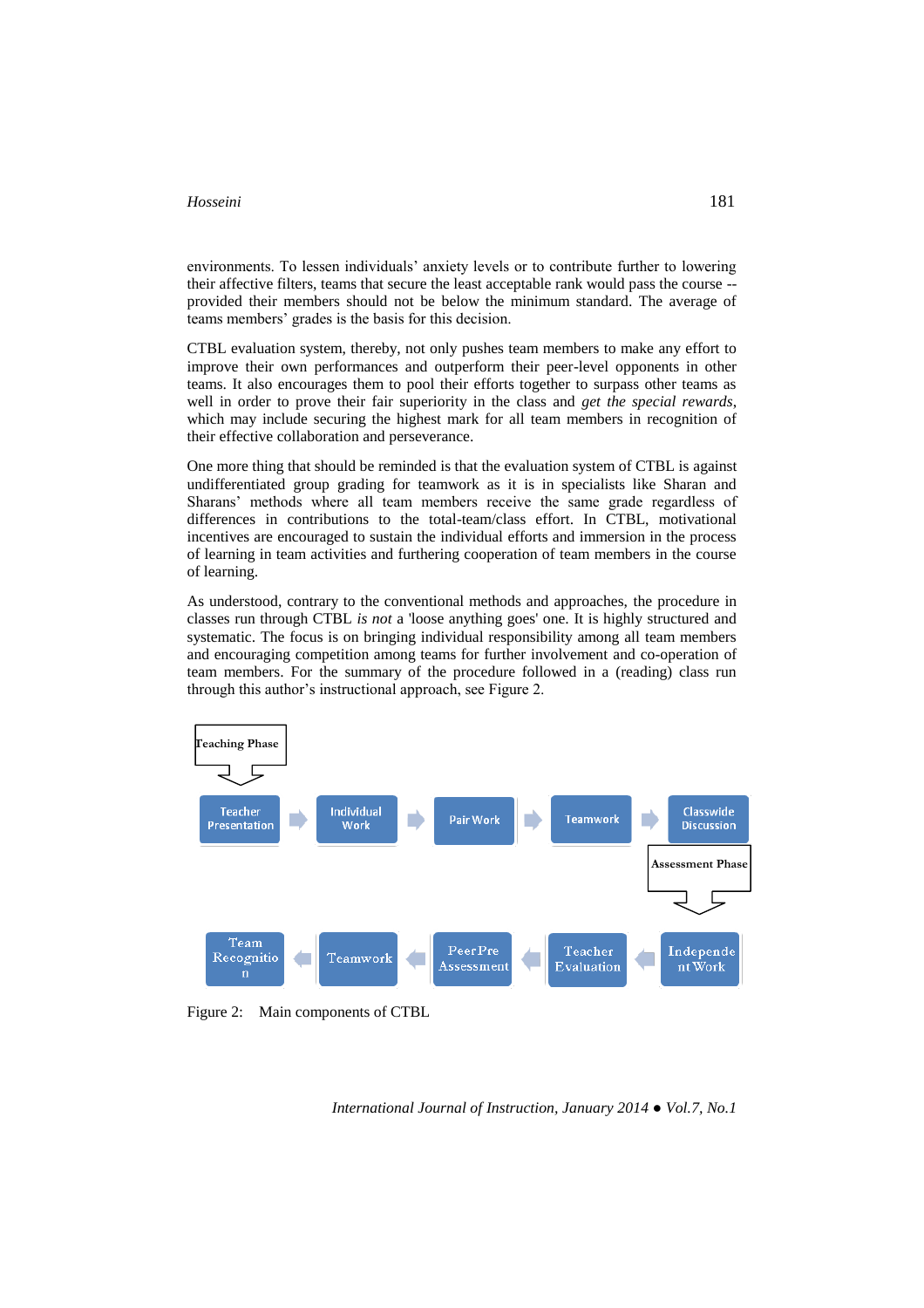environments. To lessen individuals' anxiety levels or to contribute further to lowering their affective filters, teams that secure the least acceptable rank would pass the course -- provided their members should not be below the minimum standard. The average of teams members' grades is the basis for this decision.

CTBL evaluation system, thereby, not only pushes team members to make any effort to improve their own performances and outperform their peer-level opponents in other teams. It also encourages them to pool their efforts together to surpass other teams as well in order to prove their fair superiority in the class and *get the special rewards*, which may include securing the highest mark for all team members in recognition of their effective collaboration and perseverance.

One more thing that should be reminded is that the evaluation system of CTBL is against undifferentiated group grading for teamwork as it is in specialists like Sharan and Sharans' methods where all team members receive the same grade regardless of differences in contributions to the total-team/class effort. In CTBL, motivational incentives are encouraged to sustain the individual efforts and immersion in the process of learning in team activities and furthering cooperation of team members in the course of learning.

As understood, contrary to the conventional methods and approaches, the procedure in classes run through CTBL *is not* a 'loose anything goes' one. It is highly structured and systematic. The focus is on bringing individual responsibility among all team members and encouraging competition among teams for further involvement and co-operation of team members. For the summary of the procedure followed in a (reading) class run through this author's instructional approach, see Figure 2.

Teaching Phase: Teacher Presentation → Individual Work → Pair Work → Teamwork → Classwide Discussion

Assessment Phase: Independent Work → Teacher Evaluation → Peer Pre Assessment → Teamwork → Team Recognition

Figure 2: Main components of CTBL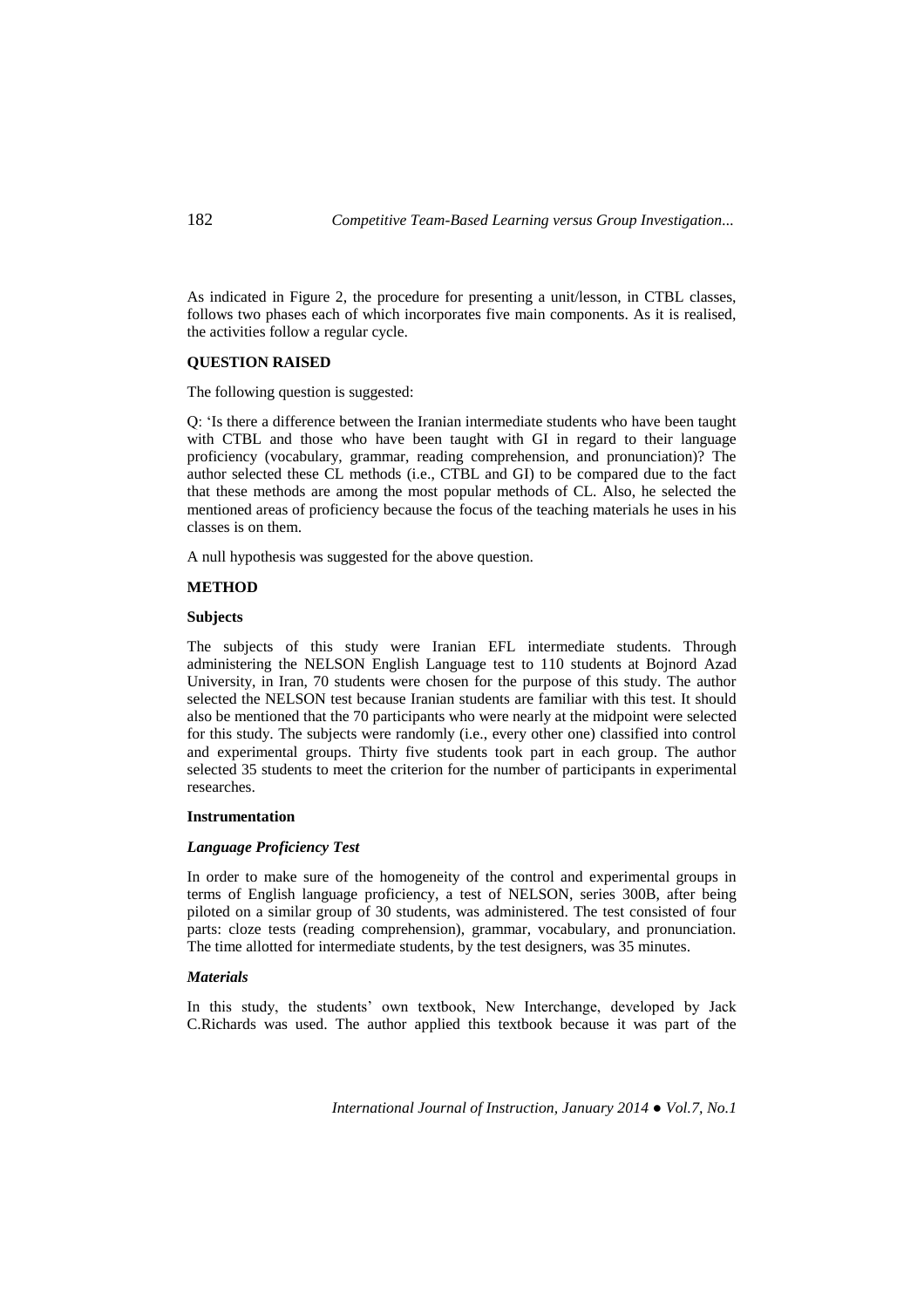As indicated in Figure 2, the procedure for presenting a unit/lesson, in CTBL classes, follows two phases each of which incorporates five main components. As it is realised, the activities follow a regular cycle.

## QUESTION RAISED

The following question is suggested:

Q: 'Is there a difference between the Iranian intermediate students who have been taught with CTBL and those who have been taught with GI in regard to their language proficiency (vocabulary, grammar, reading comprehension, and pronunciation)? The author selected these CL methods (i.e., CTBL and GI) to be compared due to the fact that these methods are among the most popular methods of CL. Also, he selected the mentioned areas of proficiency because the focus of the teaching materials he uses in his classes is on them.

A null hypothesis was suggested for the above question.

## METHOD

### Subjects

The subjects of this study were Iranian EFL intermediate students. Through administering the NELSON English Language test to 110 students at Bojnord Azad University, in Iran, 70 students were chosen for the purpose of this study. The author selected the NELSON test because Iranian students are familiar with this test. It should also be mentioned that the 70 participants who were nearly at the midpoint were selected for this study. The subjects were randomly (i.e., every other one) classified into control and experimental groups. Thirty five students took part in each group. The author selected 35 students to meet the criterion for the number of participants in experimental researches.

### Instrumentation

#### *Language Proficiency Test*

In order to make sure of the homogeneity of the control and experimental groups in terms of English language proficiency, a test of NELSON, series 300B, after being piloted on a similar group of 30 students, was administered. The test consisted of four parts: cloze tests (reading comprehension), grammar, vocabulary, and pronunciation. The time allotted for intermediate students, by the test designers, was 35 minutes.

#### *Materials*

In this study, the students' own textbook, New Interchange, developed by Jack C.Richards was used. The author applied this textbook because it was part of the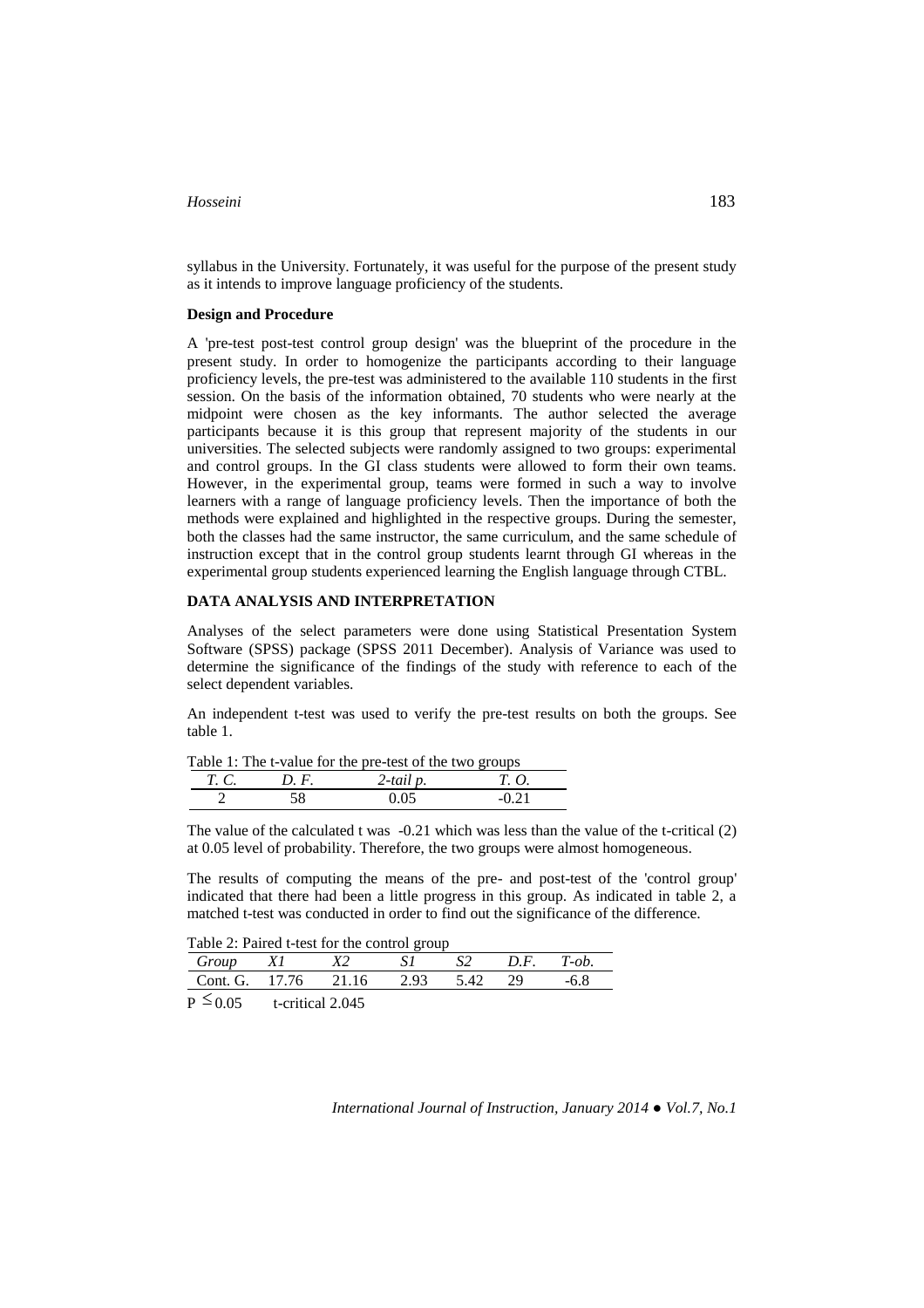syllabus in the University. Fortunately, it was useful for the purpose of the present study as it intends to improve language proficiency of the students.

**Design and Procedure**

A 'pre-test post-test control group design' was the blueprint of the procedure in the present study. In order to homogenize the participants according to their language proficiency levels, the pre-test was administered to the available 110 students in the first session. On the basis of the information obtained, 70 students who were nearly at the midpoint were chosen as the key informants. The author selected the average participants because it is this group that represent majority of the students in our universities. The selected subjects were randomly assigned to two groups: experimental and control groups. In the GI class students were allowed to form their own teams. However, in the experimental group, teams were formed in such a way to involve learners with a range of language proficiency levels. Then the importance of both the methods were explained and highlighted in the respective groups. During the semester, both the classes had the same instructor, the same curriculum, and the same schedule of instruction except that in the control group students learnt through GI whereas in the experimental group students experienced learning the English language through CTBL.

## DATA ANALYSIS AND INTERPRETATION

Analyses of the select parameters were done using Statistical Presentation System Software (SPSS) package (SPSS 2011 December). Analysis of Variance was used to determine the significance of the findings of the study with reference to each of the select dependent variables.

An independent t-test was used to verify the pre-test results on both the groups. See table 1.

Table 1: The t-value for the pre-test of the two groups

| *T. C.* | *D. F.* | *2-tail p.* | *T. O.* |
|---|---|---|---|
| 2 | 58 | 0.05 | -0.21 |

The value of the calculated t was -0.21 which was less than the value of the t-critical (2) at 0.05 level of probability. Therefore, the two groups were almost homogeneous.

The results of computing the means of the pre- and post-test of the 'control group' indicated that there had been a little progress in this group. As indicated in table 2, a matched t-test was conducted in order to find out the significance of the difference.

Table 2: Paired t-test for the control group

| *Group* | *X1* | *X2* | *S1* | *S2* | *D.F.* | *T-ob.* |
|---|---|---|---|---|---|---|
| Cont. G. | 17.76 | 21.16 | 2.93 | 5.42 | 29 | -6.8 |

$P \leq 0.05$ t-critical 2.045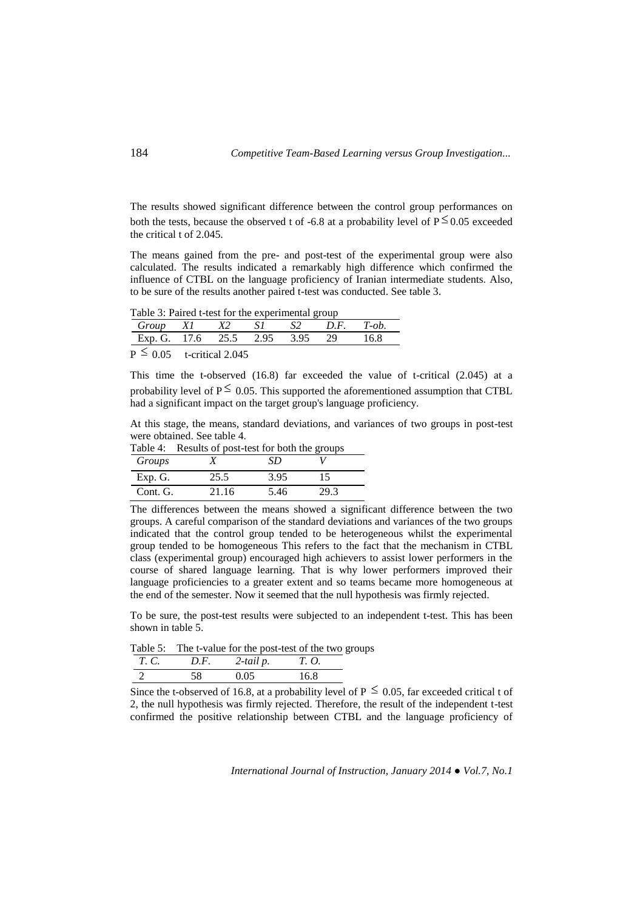The results showed significant difference between the control group performances on both the tests, because the observed t of -6.8 at a probability level of $P \leq 0.05$ exceeded the critical t of 2.045.

The means gained from the pre- and post-test of the experimental group were also calculated. The results indicated a remarkably high difference which confirmed the influence of CTBL on the language proficiency of Iranian intermediate students. Also, to be sure of the results another paired t-test was conducted. See table 3.

Table 3: Paired t-test for the experimental group

| *Group* | *X1* | *X2* | *S1* | *S2* | *D.F.* | *T-ob.* |
|---|---|---|---|---|---|---|
| Exp. G. | 17.6 | 25.5 | 2.95 | 3.95 | 29 | 16.8 |

$P \leq 0.05$ t-critical 2.045

This time the t-observed (16.8) far exceeded the value of t-critical (2.045) at a probability level of $P \leq 0.05$. This supported the aforementioned assumption that CTBL had a significant impact on the target group's language proficiency.

At this stage, the means, standard deviations, and variances of two groups in post-test were obtained. See table 4.

Table 4: Results of post-test for both the groups

| *Groups* | *X* | *SD* | *V* |
|---|---|---|---|
| Exp. G. | 25.5 | 3.95 | 15 |
| Cont. G. | 21.16 | 5.46 | 29.3 |

The differences between the means showed a significant difference between the two groups. A careful comparison of the standard deviations and variances of the two groups indicated that the control group tended to be heterogeneous whilst the experimental group tended to be homogeneous This refers to the fact that the mechanism in CTBL class (experimental group) encouraged high achievers to assist lower performers in the course of shared language learning. That is why lower performers improved their language proficiencies to a greater extent and so teams became more homogeneous at the end of the semester. Now it seemed that the null hypothesis was firmly rejected.

To be sure, the post-test results were subjected to an independent t-test. This has been shown in table 5.

Table 5: The t-value for the post-test of the two groups

| *T. C.* | *D.F.* | *2-tail p.* | *T. O.* |
|---|---|---|---|
| 2 | 58 | 0.05 | 16.8 |

Since the t-observed of 16.8, at a probability level of $P \leq 0.05$, far exceeded critical t of 2, the null hypothesis was firmly rejected. Therefore, the result of the independent t-test confirmed the positive relationship between CTBL and the language proficiency of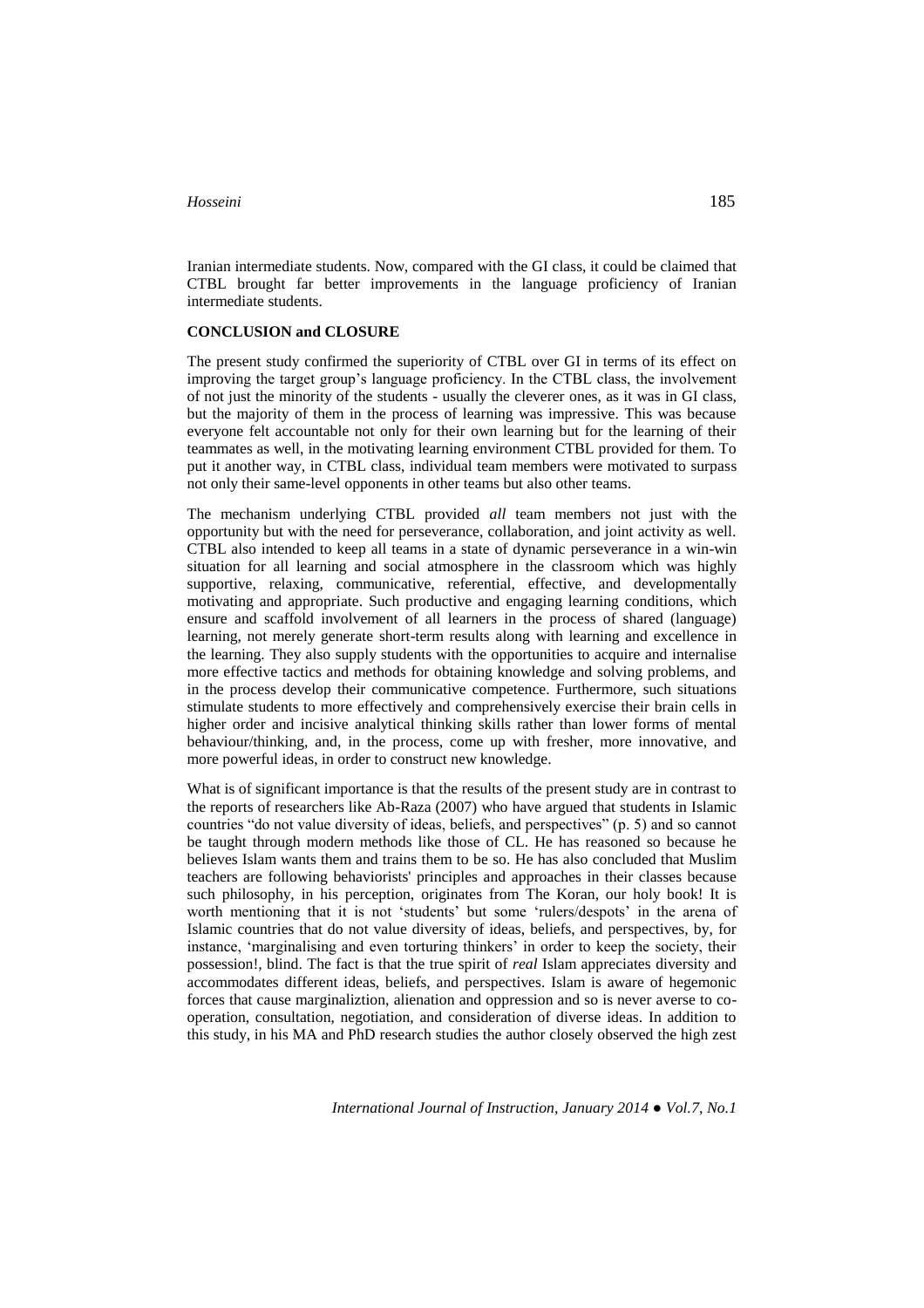Iranian intermediate students. Now, compared with the GI class, it could be claimed that CTBL brought far better improvements in the language proficiency of Iranian intermediate students.

## CONCLUSION and CLOSURE

The present study confirmed the superiority of CTBL over GI in terms of its effect on improving the target group's language proficiency. In the CTBL class, the involvement of not just the minority of the students - usually the cleverer ones, as it was in GI class, but the majority of them in the process of learning was impressive. This was because everyone felt accountable not only for their own learning but for the learning of their teammates as well, in the motivating learning environment CTBL provided for them. To put it another way, in CTBL class, individual team members were motivated to surpass not only their same-level opponents in other teams but also other teams.

The mechanism underlying CTBL provided *all* team members not just with the opportunity but with the need for perseverance, collaboration, and joint activity as well. CTBL also intended to keep all teams in a state of dynamic perseverance in a win-win situation for all learning and social atmosphere in the classroom which was highly supportive, relaxing, communicative, referential, effective, and developmentally motivating and appropriate. Such productive and engaging learning conditions, which ensure and scaffold involvement of all learners in the process of shared (language) learning, not merely generate short-term results along with learning and excellence in the learning. They also supply students with the opportunities to acquire and internalise more effective tactics and methods for obtaining knowledge and solving problems, and in the process develop their communicative competence. Furthermore, such situations stimulate students to more effectively and comprehensively exercise their brain cells in higher order and incisive analytical thinking skills rather than lower forms of mental behaviour/thinking, and, in the process, come up with fresher, more innovative, and more powerful ideas, in order to construct new knowledge.

What is of significant importance is that the results of the present study are in contrast to the reports of researchers like Ab-Raza (2007) who have argued that students in Islamic countries "do not value diversity of ideas, beliefs, and perspectives" (p. 5) and so cannot be taught through modern methods like those of CL. He has reasoned so because he believes Islam wants them and trains them to be so. He has also concluded that Muslim teachers are following behaviorists' principles and approaches in their classes because such philosophy, in his perception, originates from The Koran, our holy book! It is worth mentioning that it is not 'students' but some 'rulers/despots' in the arena of Islamic countries that do not value diversity of ideas, beliefs, and perspectives, by, for instance, 'marginalising and even torturing thinkers' in order to keep the society, their possession!, blind. The fact is that the true spirit of *real* Islam appreciates diversity and accommodates different ideas, beliefs, and perspectives. Islam is aware of hegemonic forces that cause marginaliztion, alienation and oppression and so is never averse to co-operation, consultation, negotiation, and consideration of diverse ideas. In addition to this study, in his MA and PhD research studies the author closely observed the high zest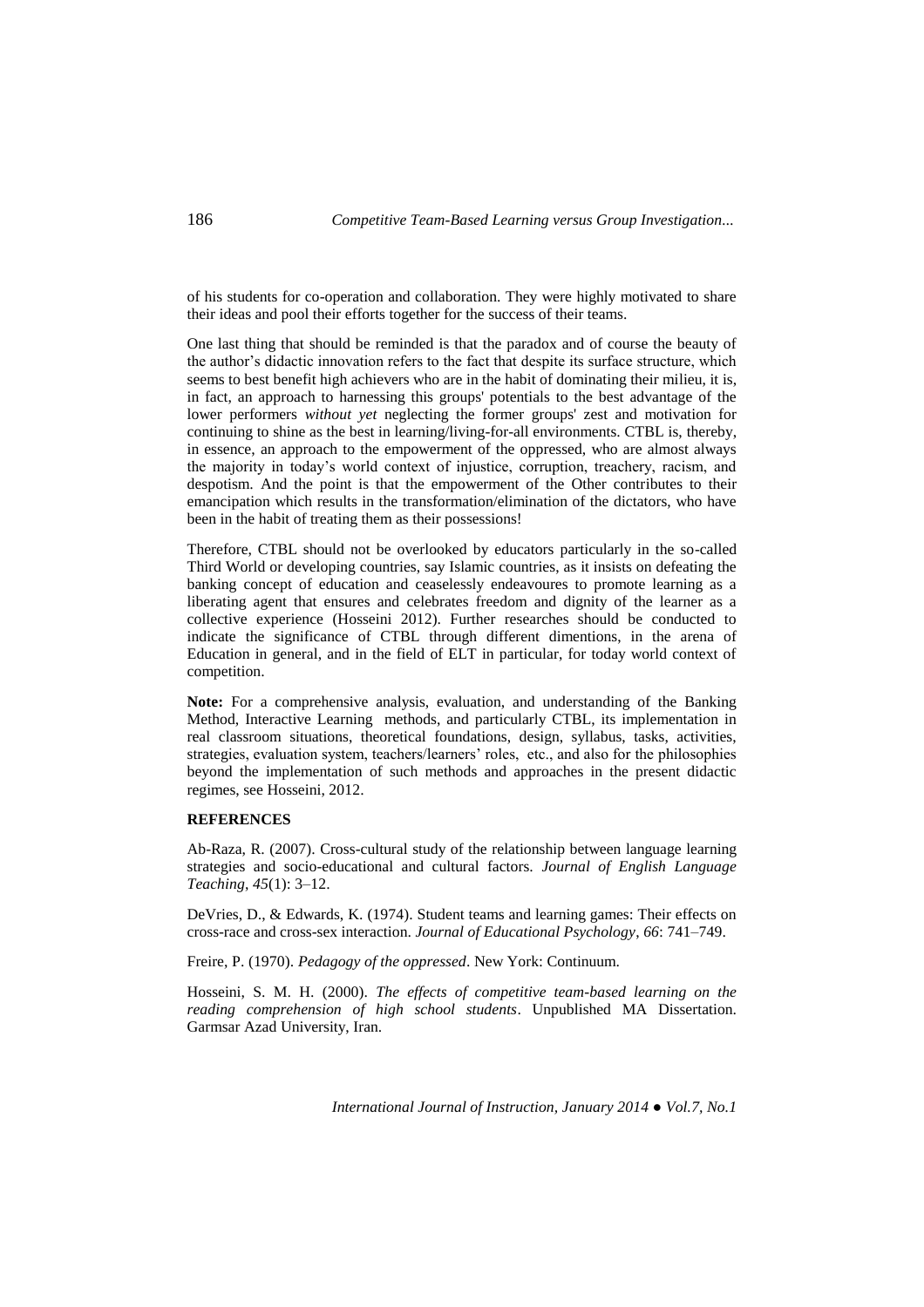of his students for co-operation and collaboration. They were highly motivated to share their ideas and pool their efforts together for the success of their teams.

One last thing that should be reminded is that the paradox and of course the beauty of the author's didactic innovation refers to the fact that despite its surface structure, which seems to best benefit high achievers who are in the habit of dominating their milieu, it is, in fact, an approach to harnessing this groups' potentials to the best advantage of the lower performers *without yet* neglecting the former groups' zest and motivation for continuing to shine as the best in learning/living-for-all environments. CTBL is, thereby, in essence, an approach to the empowerment of the oppressed, who are almost always the majority in today's world context of injustice, corruption, treachery, racism, and despotism. And the point is that the empowerment of the Other contributes to their emancipation which results in the transformation/elimination of the dictators, who have been in the habit of treating them as their possessions!

Therefore, CTBL should not be overlooked by educators particularly in the so-called Third World or developing countries, say Islamic countries, as it insists on defeating the banking concept of education and ceaselessly endeavoures to promote learning as a liberating agent that ensures and celebrates freedom and dignity of the learner as a collective experience (Hosseini 2012). Further researches should be conducted to indicate the significance of CTBL through different dimentions, in the arena of Education in general, and in the field of ELT in particular, for today world context of competition.

**Note:** For a comprehensive analysis, evaluation, and understanding of the Banking Method, Interactive Learning methods, and particularly CTBL, its implementation in real classroom situations, theoretical foundations, design, syllabus, tasks, activities, strategies, evaluation system, teachers/learners' roles, etc., and also for the philosophies beyond the implementation of such methods and approaches in the present didactic regimes, see Hosseini, 2012.

## REFERENCES

Ab-Raza, R. (2007). Cross-cultural study of the relationship between language learning strategies and socio-educational and cultural factors. *Journal of English Language Teaching*, *45*(1): 3–12.

DeVries, D., & Edwards, K. (1974). Student teams and learning games: Their effects on cross-race and cross-sex interaction. *Journal of Educational Psychology*, *66*: 741–749.

Freire, P. (1970). *Pedagogy of the oppressed*. New York: Continuum.

Hosseini, S. M. H. (2000). *The effects of competitive team-based learning on the reading comprehension of high school students*. Unpublished MA Dissertation. Garmsar Azad University, Iran.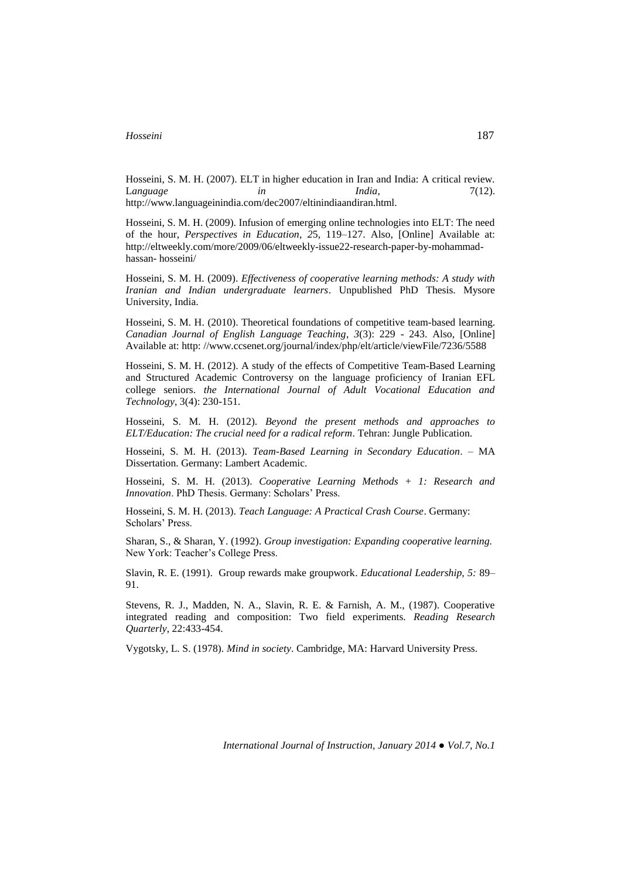Hosseini, S. M. H. (2007). ELT in higher education in Iran and India: A critical review. *Language in India*, 7(12). http://www.languageinindia.com/dec2007/eltinindiaandiran.html.

Hosseini, S. M. H. (2009). Infusion of emerging online technologies into ELT: The need of the hour, *Perspectives in Education*, *2*5, 119–127. Also, [Online] Available at: http://eltweekly.com/more/2009/06/eltweekly-issue22-research-paper-by-mohammad-hassan- hosseini/

Hosseini, S. M. H. (2009). *Effectiveness of cooperative learning methods: A study with Iranian and Indian undergraduate learners*. Unpublished PhD Thesis. Mysore University, India.

Hosseini, S. M. H. (2010). Theoretical foundations of competitive team-based learning. *Canadian Journal of English Language Teaching*, *3*(3): 229 - 243. Also, [Online] Available at: http: //www.ccsenet.org/journal/index/php/elt/article/viewFile/7236/5588

Hosseini, S. M. H. (2012). A study of the effects of Competitive Team-Based Learning and Structured Academic Controversy on the language proficiency of Iranian EFL college seniors. *the International Journal of Adult Vocational Education and Technology*, 3(4): 230-151.

Hosseini, S. M. H. (2012). *Beyond the present methods and approaches to ELT/Education: The crucial need for a radical reform*. Tehran: Jungle Publication.

Hosseini, S. M. H. (2013). *Team-Based Learning in Secondary Education*. – MA Dissertation. Germany: Lambert Academic.

Hosseini, S. M. H. (2013). *Cooperative Learning Methods + 1: Research and Innovation*. PhD Thesis. Germany: Scholars' Press.

Hosseini, S. M. H. (2013). *Teach Language: A Practical Crash Course*. Germany: Scholars' Press.

Sharan, S., & Sharan, Y. (1992). *Group investigation: Expanding cooperative learning.* New York: Teacher's College Press.

Slavin, R. E. (1991). Group rewards make groupwork. *Educational Leadership, 5:* 89–91.

Stevens, R. J., Madden, N. A., Slavin, R. E. & Farnish, A. M., (1987). Cooperative integrated reading and composition: Two field experiments. *Reading Research Quarterly*, 22:433-454.

Vygotsky, L. S. (1978). *Mind in society*. Cambridge, MA: Harvard University Press.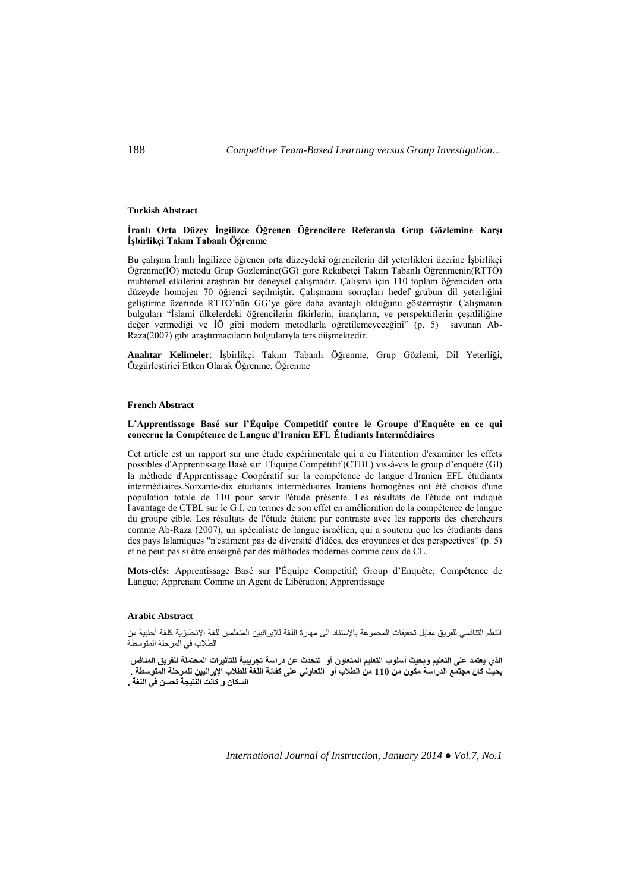**Turkish Abstract**

**İranlı Orta Düzey İngilizce Öğrenen Öğrencilere Referansla Grup Gözlemine Karşı İşbirlikçi Takım Tabanlı Öğrenme**

Bu çalışma İranlı İngilizce öğrenen orta düzeydeki öğrencilerin dil yeterlikleri üzerine İşbirlikçi Öğrenme(İÖ) metodu Grup Gözlemine(GG) göre Rekabetçi Takım Tabanlı Öğrenmenin(RTTÖ) muhtemel etkilerini araştıran bir deneysel çalışmadır. Çalışma için 110 toplam öğrenciden orta düzeyde homojen 70 öğrenci seçilmiştir. Çalışmanın sonuçları hedef grubun dil yeterliğini geliştirme üzerinde RTTÖ'nün GG'ye göre daha avantajlı olduğunu göstermiştir. Çalışmanın bulguları "İslami ülkelerdeki öğrencilerin fikirlerin, inançların, ve perspektiflerin çeşitliliğine değer vermediği ve İÖ gibi modern metodlarla öğretilemeyeceğini" (p. 5) savunan Ab-Raza(2007) gibi araştırmacıların bulgularıyla ters düşmektedir.

**Anahtar Kelimeler**: İşbirlikçi Takım Tabanlı Öğrenme, Grup Gözlemi, Dil Yeterliği, Özgürleştirici Etken Olarak Öğrenme, Öğrenme

**French Abstract**

**L'Apprentissage Basé sur l'Équipe Competitif contre le Groupe d'Enquête en ce qui concerne la Compétence de Langue d'Iranien EFL Étudiants Intermédiaires**

Cet article est un rapport sur une étude expérimentale qui a eu l'intention d'examiner les effets possibles d'Apprentissage Basé sur l'Équipe Compétitif (CTBL) vis-à-vis le group d'enquête (GI) la méthode d'Apprentissage Coopératif sur la compétence de langue d'Iranien EFL étudiants intermédiaires.Soixante-dix étudiants intermédiaires Iraniens homogènes ont été choisis d'une population totale de 110 pour servir l'étude présente. Les résultats de l'étude ont indiqué l'avantage de CTBL sur le G.I. en termes de son effet en amélioration de la compétence de langue du groupe cible. Les résultats de l'étude étaient par contraste avec les rapports des chercheurs comme Ab-Raza (2007), un spécialiste de langue israélien, qui a soutenu que les étudiants dans des pays Islamiques "n'estiment pas de diversité d'idées, des croyances et des perspectives" (p. 5) et ne peut pas si être enseigné par des méthodes modernes comme ceux de CL.

**Mots-clés:** Apprentissage Basé sur l'Équipe Competitif; Group d'Enquête; Compétence de Langue; Apprenant Comme un Agent de Libération; Apprentissage

**Arabic Abstract**

التعلم التنافسي للفريق مقابل تحقيقات المجموعة بالإستناد الى مهارة اللغة للإيرانيين المتعلمين للغة الإنجليزية كلغة أجنبية من الطلاب في المرحلة المتوسطة

**الذي يعتمد على التعليم وبحيث أسلوب التعليم المتعاون أو تتحدث عن دراسة تجريبية للتأثيرات المحتملة للفريق المنافس بحيث كان مجتمع الدراسة مكون من 110 من الطلاب أو التعاوني على كفائة اللغة للطلاب الإيرانيين للمرحلة المتوسطة . السكان و كانت النتيجة تحسن في اللغة .**